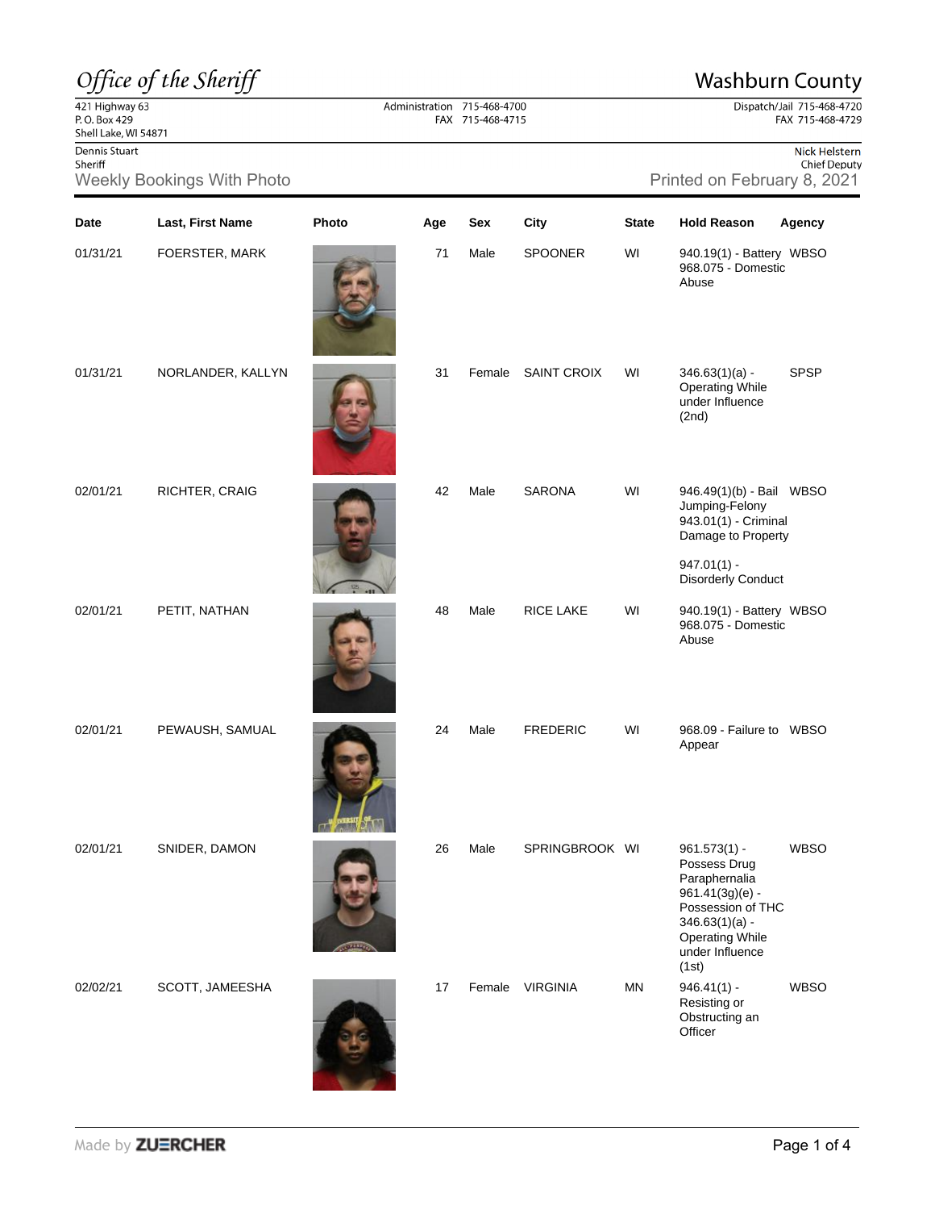# Office of the Sheriff

**Washburn County**

421 Highway 63
P. O. Box 429
Shell Lake, WI 54871

Administration 715-468-4700
FAX 715-468-4715

Dispatch/Jail 715-468-4720
FAX 715-468-4729

Dennis Stuart
Sheriff

Nick Helstern
Chief Deputy

## Weekly Bookings With Photo

Printed on February 8, 2021

| Date | Last, First Name | Photo | Age | Sex | City | State | Hold Reason | Agency |
|---|---|---|---|---|---|---|---|---|
| 01/31/21 | FOERSTER, MARK | | 71 | Male | SPOONER | WI | 940.19(1) - Battery 968.075 - Domestic Abuse | WBSO |
| 01/31/21 | NORLANDER, KALLYN | | 31 | Female | SAINT CROIX | WI | 346.63(1)(a) - Operating While under Influence (2nd) | SPSP |
| 02/01/21 | RICHTER, CRAIG | | 42 | Male | SARONA | WI | 946.49(1)(b) - Bail Jumping-Felony 943.01(1) - Criminal Damage to Property 947.01(1) - Disorderly Conduct | WBSO |
| 02/01/21 | PETIT, NATHAN | | 48 | Male | RICE LAKE | WI | 940.19(1) - Battery 968.075 - Domestic Abuse | WBSO |
| 02/01/21 | PEWAUSH, SAMUAL | | 24 | Male | FREDERIC | WI | 968.09 - Failure to Appear | WBSO |
| 02/01/21 | SNIDER, DAMON | | 26 | Male | SPRINGBROOK | WI | 961.573(1) - Possess Drug Paraphernalia 961.41(3g)(e) - Possession of THC 346.63(1)(a) - Operating While under Influence (1st) | WBSO |
| 02/02/21 | SCOTT, JAMEESHA | | 17 | Female | VIRGINIA | MN | 946.41(1) - Resisting or Obstructing an Officer | WBSO |

Made by ZUERCHER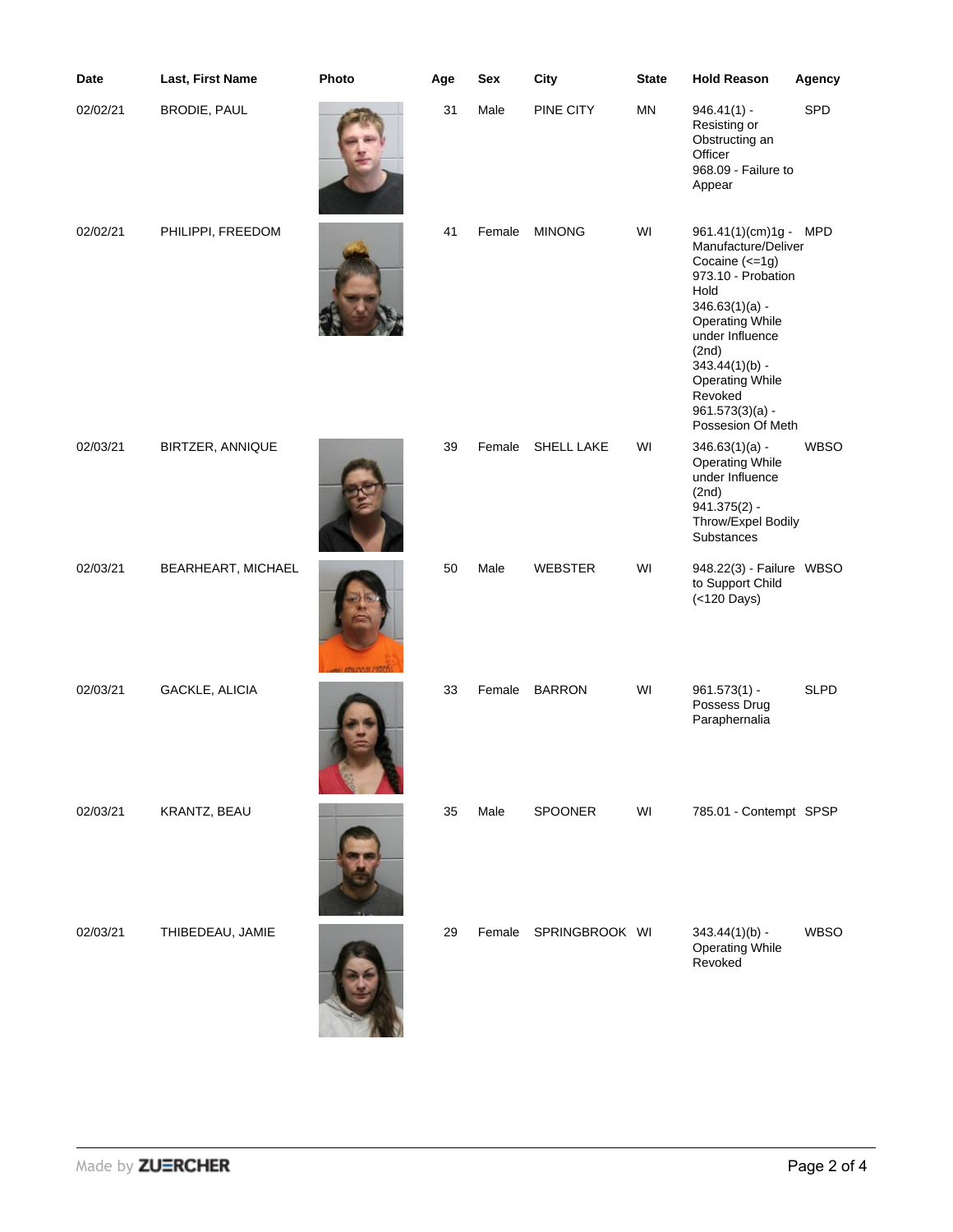| Date | Last, First Name | Photo | Age | Sex | City | State | Hold Reason | Agency |
|---|---|---|---|---|---|---|---|---|
| 02/02/21 | BRODIE, PAUL | | 31 | Male | PINE CITY | MN | 946.41(1) - Resisting or Obstructing an Officer<br>968.09 - Failure to Appear | SPD |
| 02/02/21 | PHILIPPI, FREEDOM | | 41 | Female | MINONG | WI | 961.41(1)(cm)1g - Manufacture/Deliver Cocaine (<=1g)<br>973.10 - Probation Hold<br>346.63(1)(a) - Operating While under Influence (2nd)<br>343.44(1)(b) - Operating While Revoked<br>961.573(3)(a) - Possesion Of Meth | MPD |
| 02/03/21 | BIRTZER, ANNIQUE | | 39 | Female | SHELL LAKE | WI | 346.63(1)(a) - Operating While under Influence (2nd)<br>941.375(2) - Throw/Expel Bodily Substances | WBSO |
| 02/03/21 | BEARHEART, MICHAEL | | 50 | Male | WEBSTER | WI | 948.22(3) - Failure to Support Child (<120 Days) | WBSO |
| 02/03/21 | GACKLE, ALICIA | | 33 | Female | BARRON | WI | 961.573(1) - Possess Drug Paraphernalia | SLPD |
| 02/03/21 | KRANTZ, BEAU | | 35 | Male | SPOONER | WI | 785.01 - Contempt | SPSP |
| 02/03/21 | THIBEDEAU, JAMIE | | 29 | Female | SPRINGBROOK | WI | 343.44(1)(b) - Operating While Revoked | WBSO |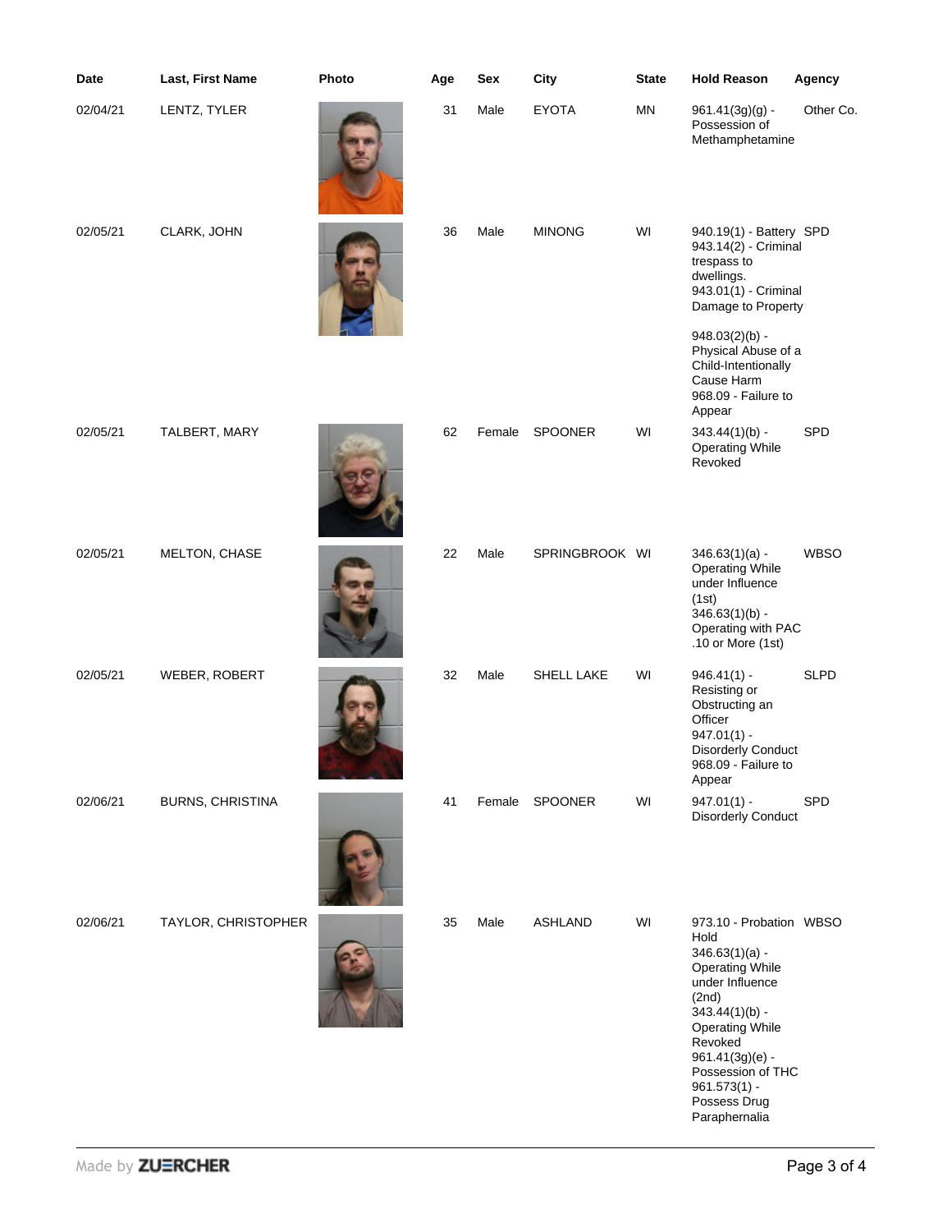| Date | Last, First Name | Photo | Age | Sex | City | State | Hold Reason | Agency |
|---|---|---|---|---|---|---|---|---|
| 02/04/21 | LENTZ, TYLER | | 31 | Male | EYOTA | MN | 961.41(3g)(g) - Possession of Methamphetamine | Other Co. |
| 02/05/21 | CLARK, JOHN | | 36 | Male | MINONG | WI | 940.19(1) - Battery 943.14(2) - Criminal trespass to dwellings. 943.01(1) - Criminal Damage to Property 948.03(2)(b) - Physical Abuse of a Child-Intentionally Cause Harm 968.09 - Failure to Appear | SPD |
| 02/05/21 | TALBERT, MARY | | 62 | Female | SPOONER | WI | 343.44(1)(b) - Operating While Revoked | SPD |
| 02/05/21 | MELTON, CHASE | | 22 | Male | SPRINGBROOK | WI | 346.63(1)(a) - Operating While under Influence (1st) 346.63(1)(b) - Operating with PAC .10 or More (1st) | WBSO |
| 02/05/21 | WEBER, ROBERT | | 32 | Male | SHELL LAKE | WI | 946.41(1) - Resisting or Obstructing an Officer 947.01(1) - Disorderly Conduct 968.09 - Failure to Appear | SLPD |
| 02/06/21 | BURNS, CHRISTINA | | 41 | Female | SPOONER | WI | 947.01(1) - Disorderly Conduct | SPD |
| 02/06/21 | TAYLOR, CHRISTOPHER | | 35 | Male | ASHLAND | WI | 973.10 - Probation Hold 346.63(1)(a) - Operating While under Influence (2nd) 343.44(1)(b) - Operating While Revoked 961.41(3g)(e) - Possession of THC 961.573(1) - Possess Drug Paraphernalia | WBSO |

Made by ZUERCHER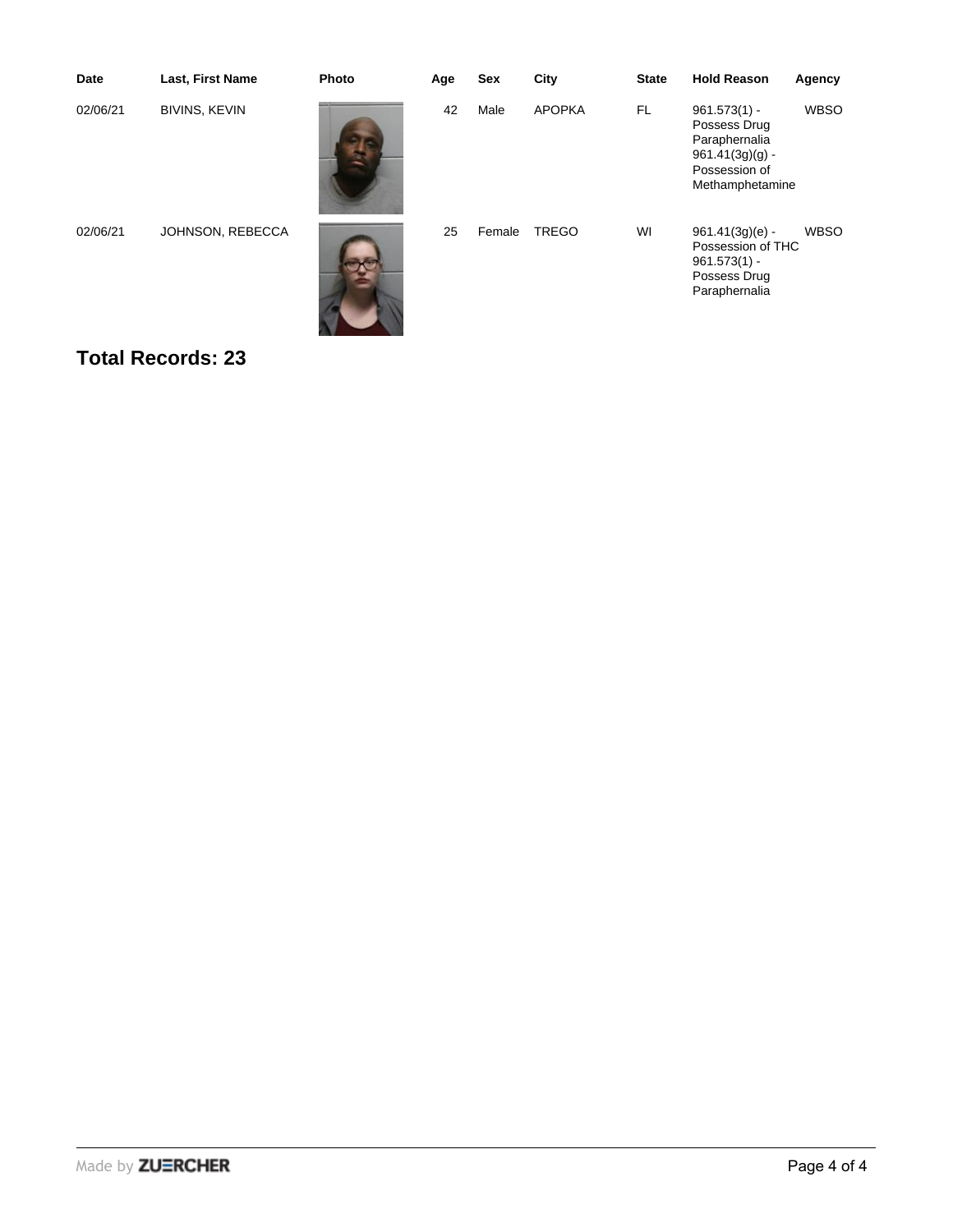| Date | Last, First Name | Photo | Age | Sex | City | State | Hold Reason | Agency |
| --- | --- | --- | --- | --- | --- | --- | --- | --- |
| 02/06/21 | BIVINS, KEVIN | | 42 | Male | APOPKA | FL | 961.573(1) - Possess Drug Paraphernalia 961.41(3g)(g) - Possession of Methamphetamine | WBSO |
| 02/06/21 | JOHNSON, REBECCA | | 25 | Female | TREGO | WI | 961.41(3g)(e) - Possession of THC 961.573(1) - Possess Drug Paraphernalia | WBSO |

## Total Records: 23

Made by ZUERCHER